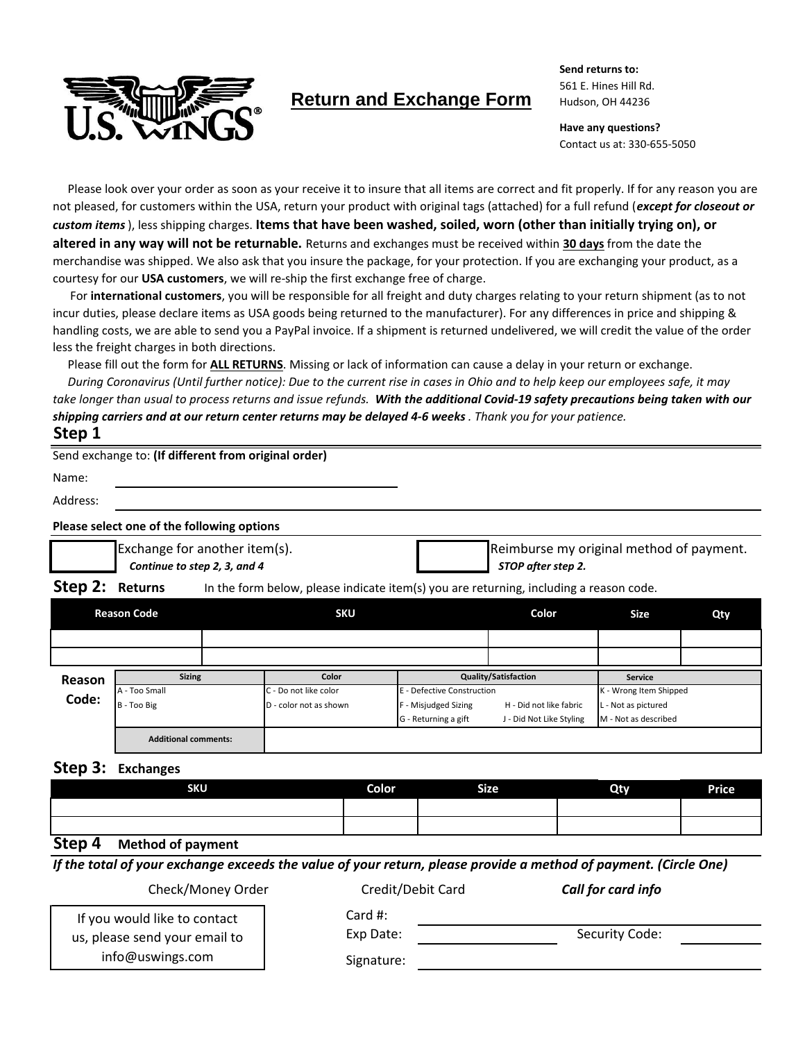# Return and Exchange Form

**Send returns to:**
561 E. Hines Hill Rd.
Hudson, OH 44236

**Have any questions?**
Contact us at: 330-655-5050

Please look over your order as soon as your receive it to insure that all items are correct and fit properly. If for any reason you are not pleased, for customers within the USA, return your product with original tags (attached) for a full refund (***except for closeout or custom items***), less shipping charges. **Items that have been washed, soiled, worn (other than initially trying on), or altered in any way will not be returnable.** Returns and exchanges must be received within **30 days** from the date the merchandise was shipped. We also ask that you insure the package, for your protection. If you are exchanging your product, as a courtesy for our **USA customers**, we will re-ship the first exchange free of charge.

For **international customers**, you will be responsible for all freight and duty charges relating to your return shipment (as to not incur duties, please declare items as USA goods being returned to the manufacturer). For any differences in price and shipping & handling costs, we are able to send you a PayPal invoice. If a shipment is returned undelivered, we will credit the value of the order less the freight charges in both directions.

Please fill out the form for **ALL RETURNS**. Missing or lack of information can cause a delay in your return or exchange.

*During Coronavirus (Until further notice): Due to the current rise in cases in Ohio and to help keep our employees safe, it may take longer than usual to process returns and issue refunds.* ***With the additional Covid-19 safety precautions being taken with our shipping carriers and at our return center returns may be delayed 4-6 weeks****. Thank you for your patience.*

## Step 1

Send exchange to: **(If different from original order)**

Name: ______________________

Address: ______________________

**Please select one of the following options**

☐ Exchange for another item(s).
***Continue to step 2, 3, and 4***

☐ Reimburse my original method of payment.
***STOP after step 2.***

## Step 2: Returns

In the form below, please indicate item(s) you are returning, including a reason code.

| Reason Code | SKU | Color | Size | Qty |
|---|---|---|---|---|
| | | | | |
| | | | | |

**Reason Code:**

| Sizing | Color | Quality/Satisfaction | | Service |
|---|---|---|---|---|
| A - Too Small | C - Do not like color | E - Defective Construction | | K - Wrong Item Shipped |
| B - Too Big | D - color not as shown | F - Misjudged Sizing | H - Did not like fabric | L - Not as pictured |
| | | G - Returning a gift | J - Did Not Like Styling | M - Not as described |
| **Additional comments:** | | | | |

## Step 3: Exchanges

| SKU | Color | Size | Qty | Price |
|---|---|---|---|---|
| | | | | |
| | | | | |

## Step 4 Method of payment

***If the total of your exchange exceeds the value of your return, please provide a method of payment. (Circle One)***

Check/Money Order     Credit/Debit Card     ***Call for card info***

Card #: ______________________

Exp Date: ____________     Security Code: ________

Signature: ______________________

If you would like to contact us, please send your email to info@uswings.com